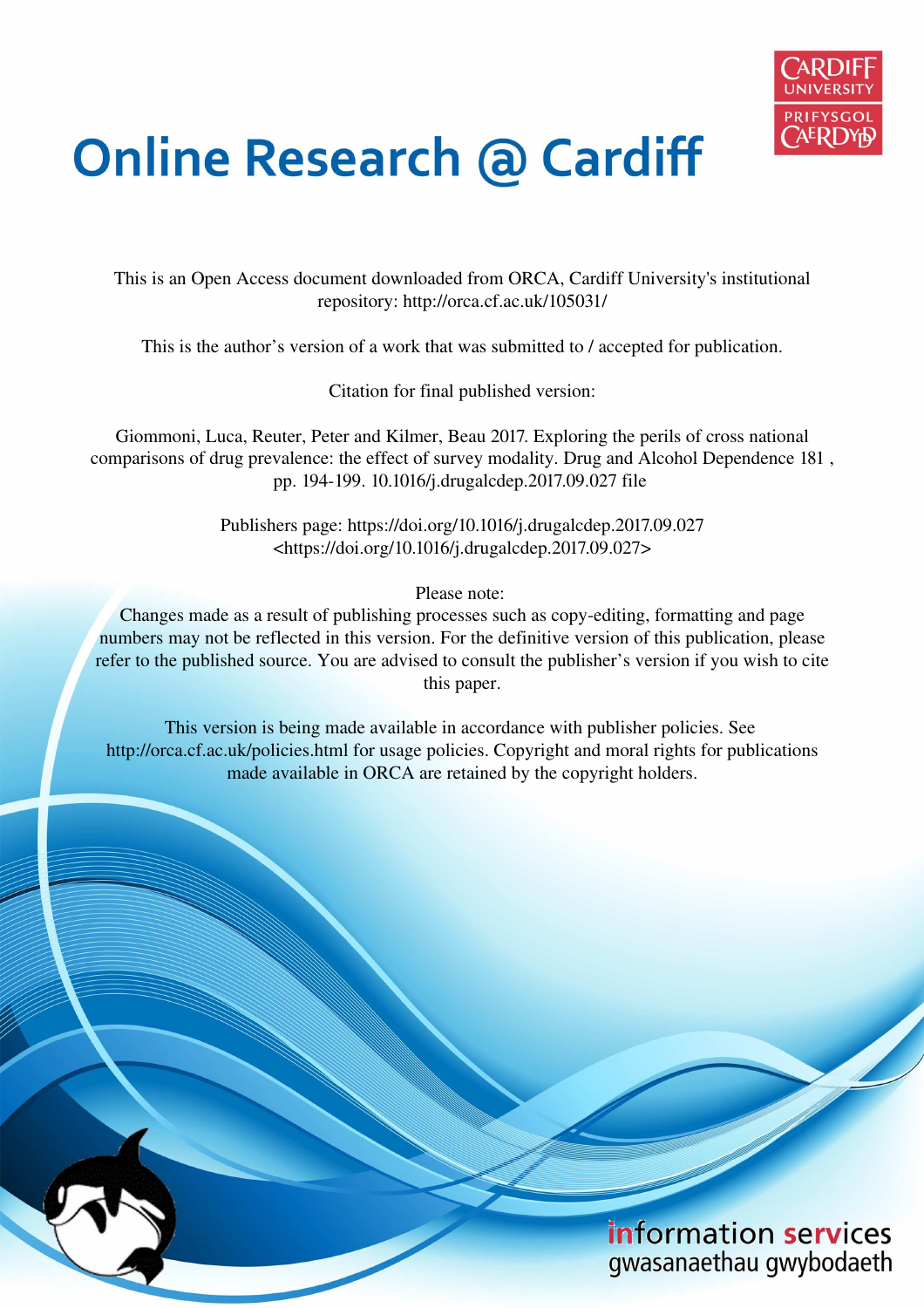# Online Research @ Cardiff

This is an Open Access document downloaded from ORCA, Cardiff University's institutional repository: http://orca.cf.ac.uk/105031/

This is the author's version of a work that was submitted to / accepted for publication.

Citation for final published version:

Giommoni, Luca, Reuter, Peter and Kilmer, Beau 2017. Exploring the perils of cross national comparisons of drug prevalence: the effect of survey modality. Drug and Alcohol Dependence 181 , pp. 194-199. 10.1016/j.drugalcdep.2017.09.027 file

Publishers page: https://doi.org/10.1016/j.drugalcdep.2017.09.027 <https://doi.org/10.1016/j.drugalcdep.2017.09.027>

Please note:
Changes made as a result of publishing processes such as copy-editing, formatting and page numbers may not be reflected in this version. For the definitive version of this publication, please refer to the published source. You are advised to consult the publisher's version if you wish to cite this paper.

This version is being made available in accordance with publisher policies. See http://orca.cf.ac.uk/policies.html for usage policies. Copyright and moral rights for publications made available in ORCA are retained by the copyright holders.

information services
gwasanaethau gwybodaeth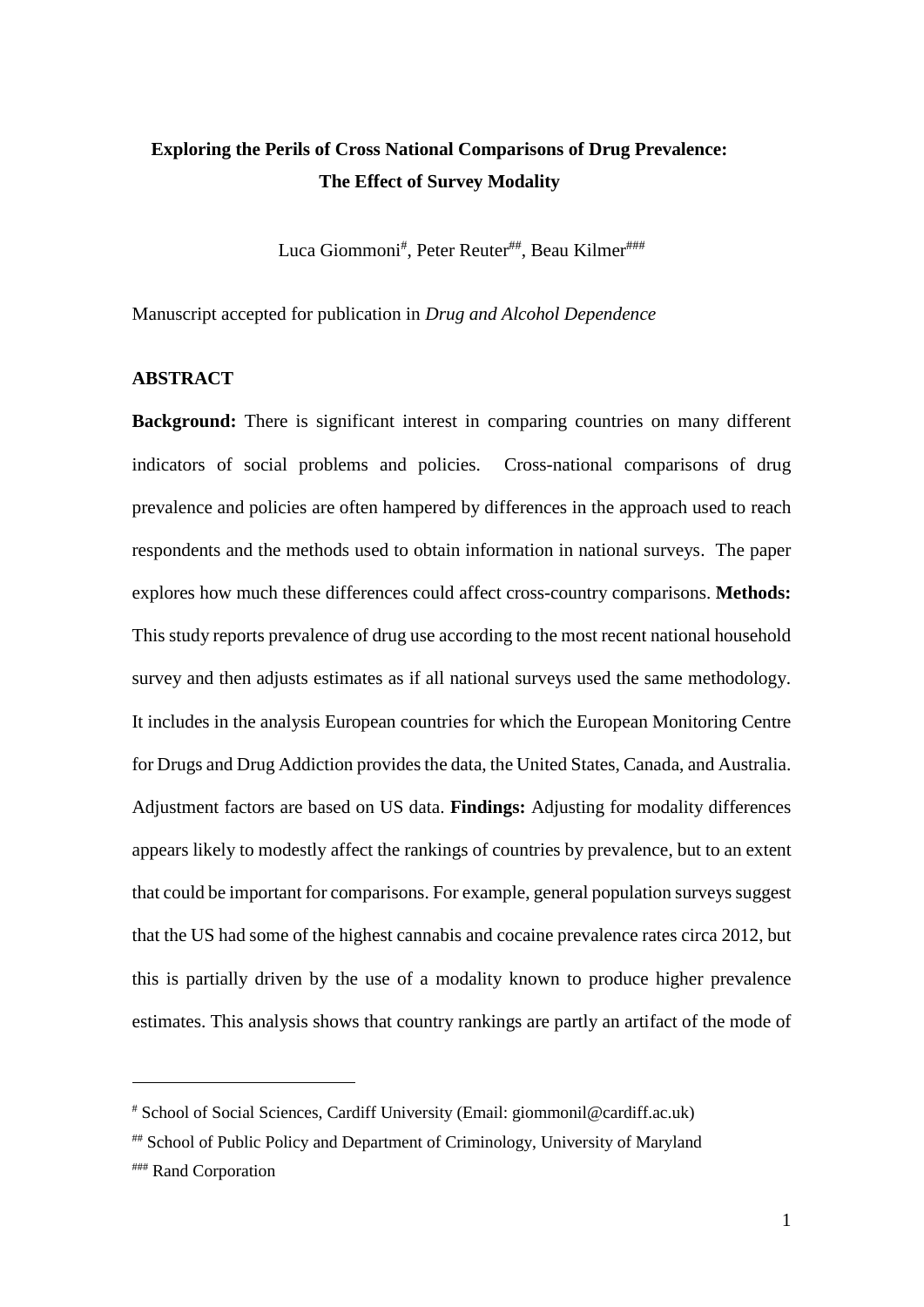**Exploring the Perils of Cross National Comparisons of Drug Prevalence: The Effect of Survey Modality**

Luca Giommoni[#], Peter Reuter[##], Beau Kilmer[###]

Manuscript accepted for publication in *Drug and Alcohol Dependence*

## ABSTRACT

**Background:** There is significant interest in comparing countries on many different indicators of social problems and policies. Cross-national comparisons of drug prevalence and policies are often hampered by differences in the approach used to reach respondents and the methods used to obtain information in national surveys. The paper explores how much these differences could affect cross-country comparisons. **Methods:** This study reports prevalence of drug use according to the most recent national household survey and then adjusts estimates as if all national surveys used the same methodology. It includes in the analysis European countries for which the European Monitoring Centre for Drugs and Drug Addiction provides the data, the United States, Canada, and Australia. Adjustment factors are based on US data. **Findings:** Adjusting for modality differences appears likely to modestly affect the rankings of countries by prevalence, but to an extent that could be important for comparisons. For example, general population surveys suggest that the US had some of the highest cannabis and cocaine prevalence rates circa 2012, but this is partially driven by the use of a modality known to produce higher prevalence estimates. This analysis shows that country rankings are partly an artifact of the mode of

---

[#] School of Social Sciences, Cardiff University (Email: giommonil@cardiff.ac.uk)

[##] School of Public Policy and Department of Criminology, University of Maryland

[###] Rand Corporation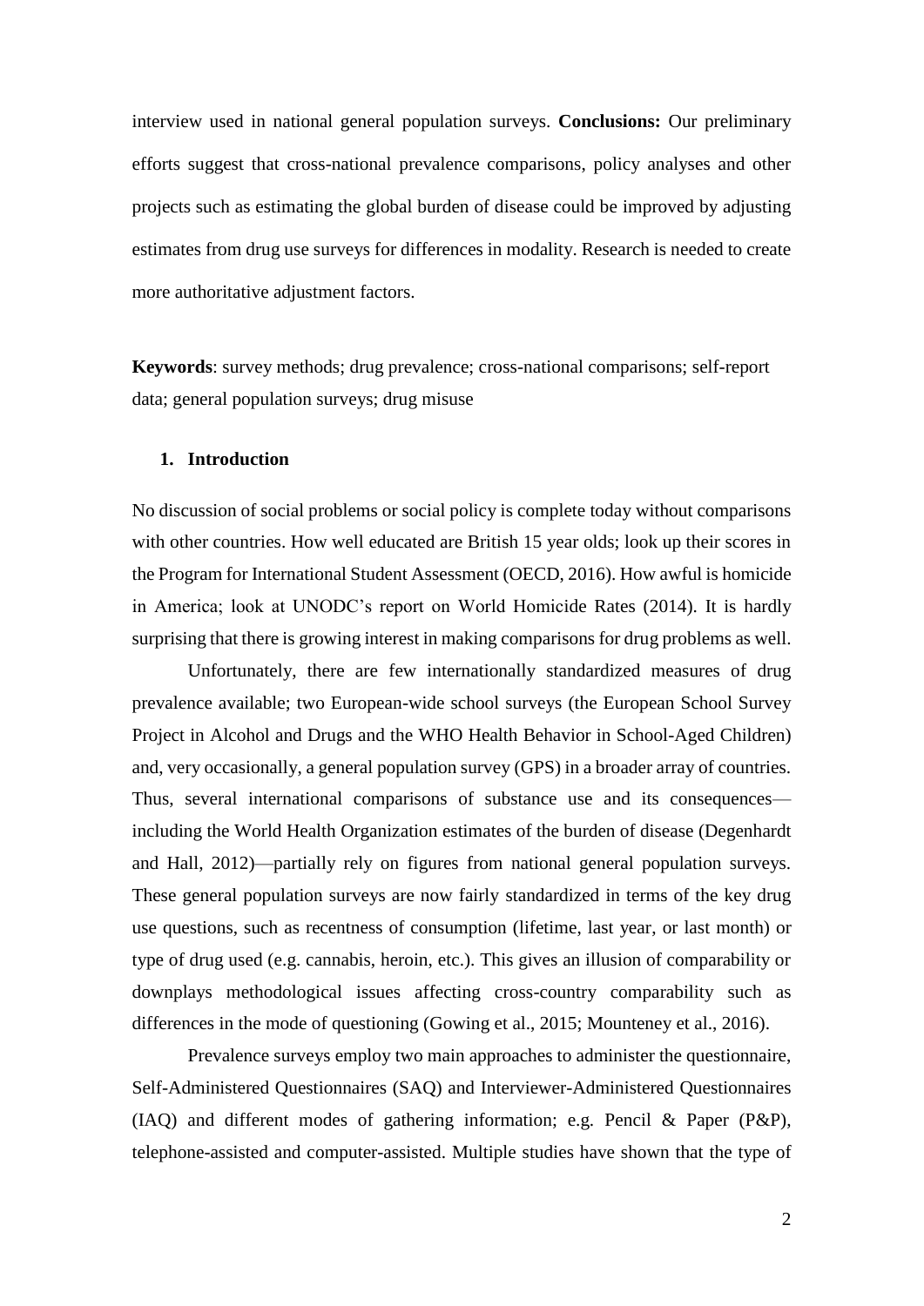interview used in national general population surveys. **Conclusions:** Our preliminary efforts suggest that cross-national prevalence comparisons, policy analyses and other projects such as estimating the global burden of disease could be improved by adjusting estimates from drug use surveys for differences in modality. Research is needed to create more authoritative adjustment factors.

**Keywords**: survey methods; drug prevalence; cross-national comparisons; self-report data; general population surveys; drug misuse

## 1. Introduction

No discussion of social problems or social policy is complete today without comparisons with other countries. How well educated are British 15 year olds; look up their scores in the Program for International Student Assessment (OECD, 2016). How awful is homicide in America; look at UNODC's report on World Homicide Rates (2014). It is hardly surprising that there is growing interest in making comparisons for drug problems as well.

Unfortunately, there are few internationally standardized measures of drug prevalence available; two European-wide school surveys (the European School Survey Project in Alcohol and Drugs and the WHO Health Behavior in School-Aged Children) and, very occasionally, a general population survey (GPS) in a broader array of countries. Thus, several international comparisons of substance use and its consequences—including the World Health Organization estimates of the burden of disease (Degenhardt and Hall, 2012)—partially rely on figures from national general population surveys. These general population surveys are now fairly standardized in terms of the key drug use questions, such as recentness of consumption (lifetime, last year, or last month) or type of drug used (e.g. cannabis, heroin, etc.). This gives an illusion of comparability or downplays methodological issues affecting cross-country comparability such as differences in the mode of questioning (Gowing et al., 2015; Mounteney et al., 2016).

Prevalence surveys employ two main approaches to administer the questionnaire, Self-Administered Questionnaires (SAQ) and Interviewer-Administered Questionnaires (IAQ) and different modes of gathering information; e.g. Pencil & Paper (P&P), telephone-assisted and computer-assisted. Multiple studies have shown that the type of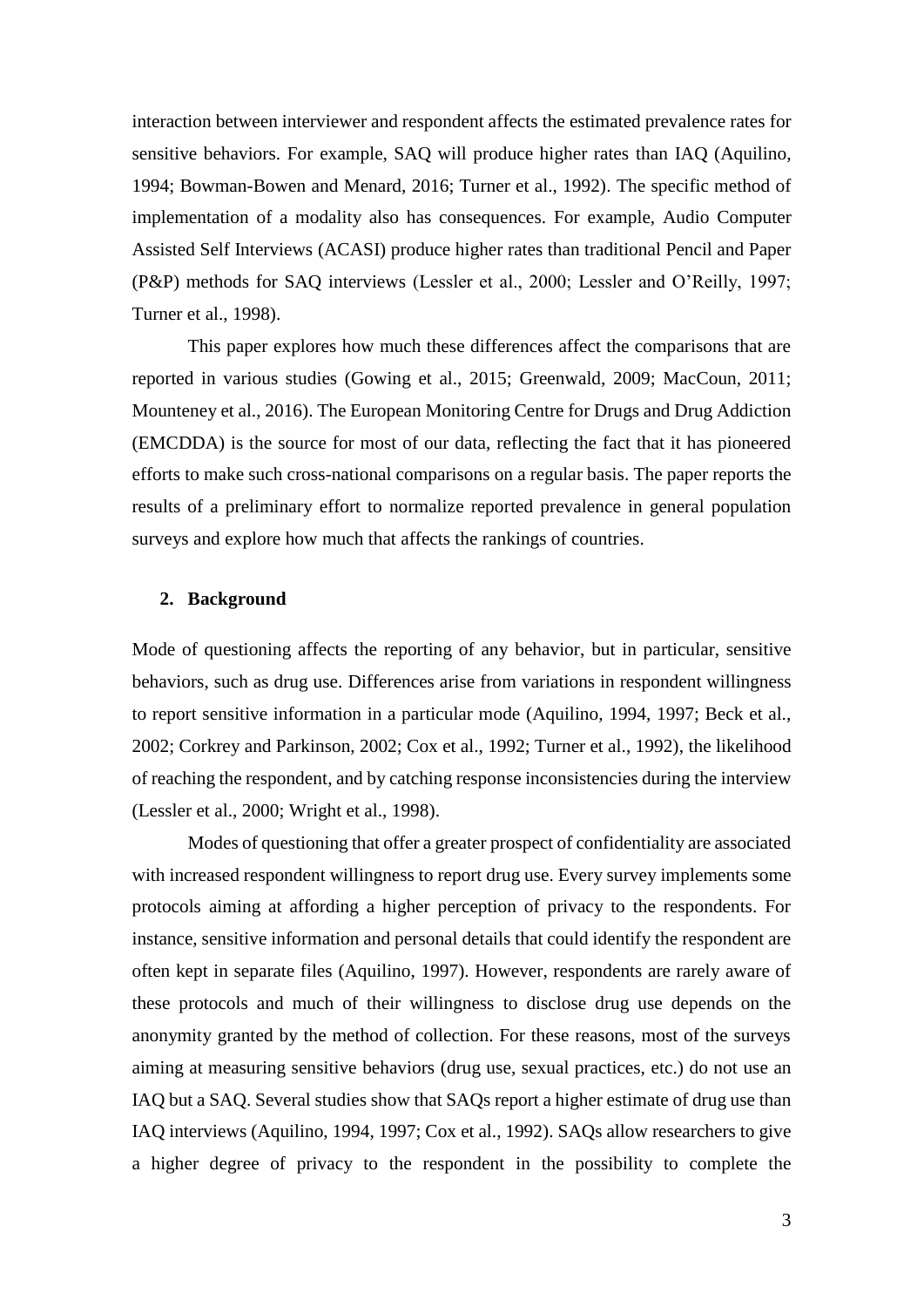interaction between interviewer and respondent affects the estimated prevalence rates for sensitive behaviors. For example, SAQ will produce higher rates than IAQ (Aquilino, 1994; Bowman-Bowen and Menard, 2016; Turner et al., 1992). The specific method of implementation of a modality also has consequences. For example, Audio Computer Assisted Self Interviews (ACASI) produce higher rates than traditional Pencil and Paper (P&P) methods for SAQ interviews (Lessler et al., 2000; Lessler and O'Reilly, 1997; Turner et al., 1998).

This paper explores how much these differences affect the comparisons that are reported in various studies (Gowing et al., 2015; Greenwald, 2009; MacCoun, 2011; Mounteney et al., 2016). The European Monitoring Centre for Drugs and Drug Addiction (EMCDDA) is the source for most of our data, reflecting the fact that it has pioneered efforts to make such cross-national comparisons on a regular basis. The paper reports the results of a preliminary effort to normalize reported prevalence in general population surveys and explore how much that affects the rankings of countries.

## 2. Background

Mode of questioning affects the reporting of any behavior, but in particular, sensitive behaviors, such as drug use. Differences arise from variations in respondent willingness to report sensitive information in a particular mode (Aquilino, 1994, 1997; Beck et al., 2002; Corkrey and Parkinson, 2002; Cox et al., 1992; Turner et al., 1992), the likelihood of reaching the respondent, and by catching response inconsistencies during the interview (Lessler et al., 2000; Wright et al., 1998).

Modes of questioning that offer a greater prospect of confidentiality are associated with increased respondent willingness to report drug use. Every survey implements some protocols aiming at affording a higher perception of privacy to the respondents. For instance, sensitive information and personal details that could identify the respondent are often kept in separate files (Aquilino, 1997). However, respondents are rarely aware of these protocols and much of their willingness to disclose drug use depends on the anonymity granted by the method of collection. For these reasons, most of the surveys aiming at measuring sensitive behaviors (drug use, sexual practices, etc.) do not use an IAQ but a SAQ. Several studies show that SAQs report a higher estimate of drug use than IAQ interviews (Aquilino, 1994, 1997; Cox et al., 1992). SAQs allow researchers to give a higher degree of privacy to the respondent in the possibility to complete the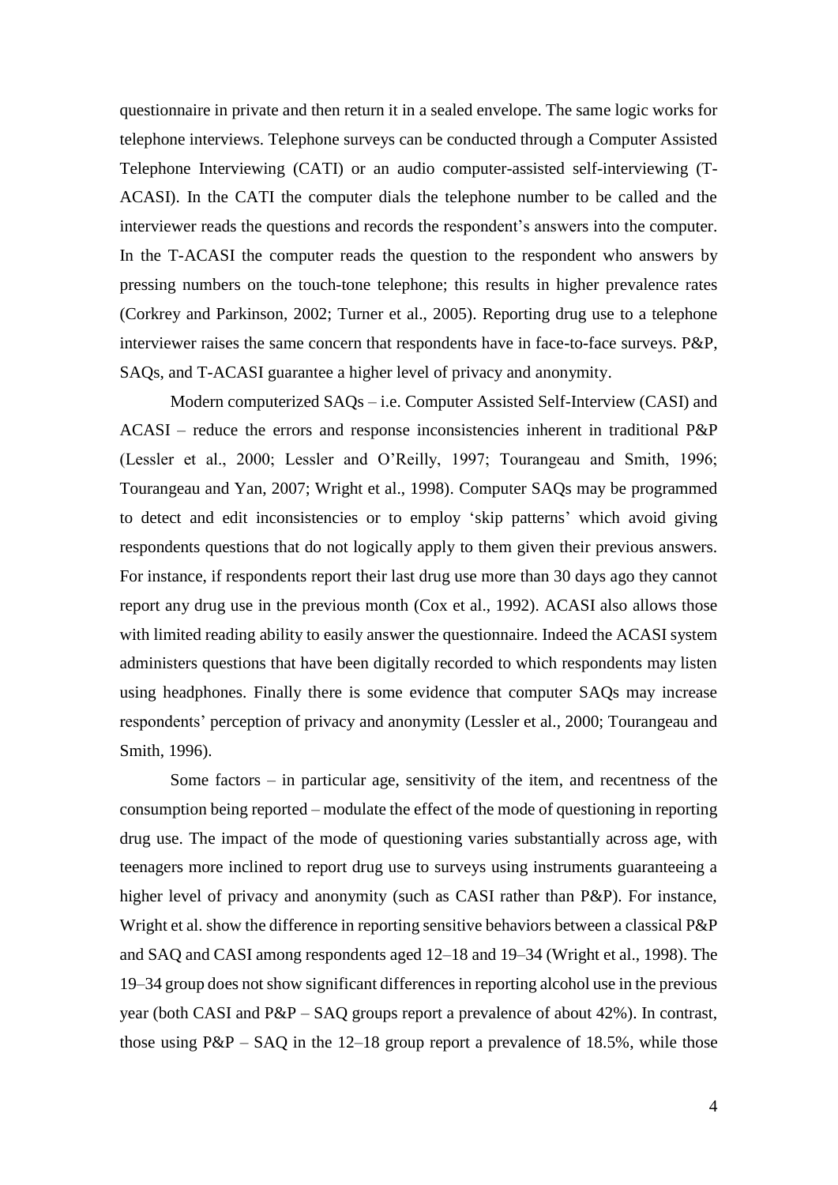questionnaire in private and then return it in a sealed envelope. The same logic works for telephone interviews. Telephone surveys can be conducted through a Computer Assisted Telephone Interviewing (CATI) or an audio computer-assisted self-interviewing (T-ACASI). In the CATI the computer dials the telephone number to be called and the interviewer reads the questions and records the respondent's answers into the computer. In the T-ACASI the computer reads the question to the respondent who answers by pressing numbers on the touch-tone telephone; this results in higher prevalence rates (Corkrey and Parkinson, 2002; Turner et al., 2005). Reporting drug use to a telephone interviewer raises the same concern that respondents have in face-to-face surveys. P&P, SAQs, and T-ACASI guarantee a higher level of privacy and anonymity.

Modern computerized SAQs – i.e. Computer Assisted Self-Interview (CASI) and ACASI – reduce the errors and response inconsistencies inherent in traditional P&P (Lessler et al., 2000; Lessler and O'Reilly, 1997; Tourangeau and Smith, 1996; Tourangeau and Yan, 2007; Wright et al., 1998). Computer SAQs may be programmed to detect and edit inconsistencies or to employ 'skip patterns' which avoid giving respondents questions that do not logically apply to them given their previous answers. For instance, if respondents report their last drug use more than 30 days ago they cannot report any drug use in the previous month (Cox et al., 1992). ACASI also allows those with limited reading ability to easily answer the questionnaire. Indeed the ACASI system administers questions that have been digitally recorded to which respondents may listen using headphones. Finally there is some evidence that computer SAQs may increase respondents' perception of privacy and anonymity (Lessler et al., 2000; Tourangeau and Smith, 1996).

Some factors – in particular age, sensitivity of the item, and recentness of the consumption being reported – modulate the effect of the mode of questioning in reporting drug use. The impact of the mode of questioning varies substantially across age, with teenagers more inclined to report drug use to surveys using instruments guaranteeing a higher level of privacy and anonymity (such as CASI rather than P&P). For instance, Wright et al. show the difference in reporting sensitive behaviors between a classical P&P and SAQ and CASI among respondents aged 12–18 and 19–34 (Wright et al., 1998). The 19–34 group does not show significant differences in reporting alcohol use in the previous year (both CASI and P&P – SAQ groups report a prevalence of about 42%). In contrast, those using P&P – SAQ in the 12–18 group report a prevalence of 18.5%, while those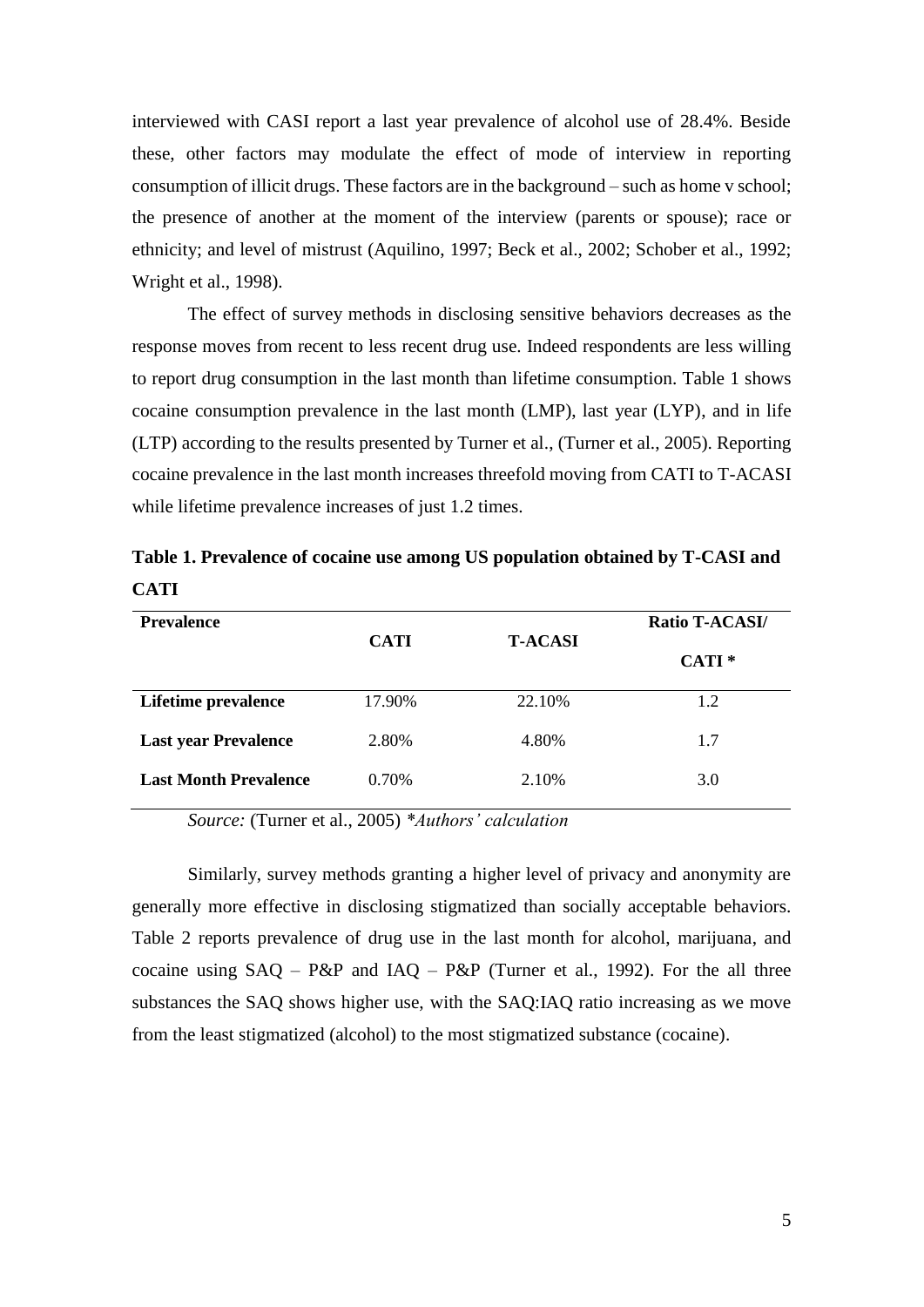interviewed with CASI report a last year prevalence of alcohol use of 28.4%. Beside these, other factors may modulate the effect of mode of interview in reporting consumption of illicit drugs. These factors are in the background – such as home v school; the presence of another at the moment of the interview (parents or spouse); race or ethnicity; and level of mistrust (Aquilino, 1997; Beck et al., 2002; Schober et al., 1992; Wright et al., 1998).

The effect of survey methods in disclosing sensitive behaviors decreases as the response moves from recent to less recent drug use. Indeed respondents are less willing to report drug consumption in the last month than lifetime consumption. Table 1 shows cocaine consumption prevalence in the last month (LMP), last year (LYP), and in life (LTP) according to the results presented by Turner et al., (Turner et al., 2005). Reporting cocaine prevalence in the last month increases threefold moving from CATI to T-ACASI while lifetime prevalence increases of just 1.2 times.

**Table 1. Prevalence of cocaine use among US population obtained by T-CASI and CATI**

| Prevalence | CATI | T-ACASI | Ratio T-ACASI/ CATI * |
|---|---|---|---|
| **Lifetime prevalence** | 17.90% | 22.10% | 1.2 |
| **Last year Prevalence** | 2.80% | 4.80% | 1.7 |
| **Last Month Prevalence** | 0.70% | 2.10% | 3.0 |

*Source:* (Turner et al., 2005) *\*Authors' calculation*

Similarly, survey methods granting a higher level of privacy and anonymity are generally more effective in disclosing stigmatized than socially acceptable behaviors. Table 2 reports prevalence of drug use in the last month for alcohol, marijuana, and cocaine using SAQ – P&P and IAQ – P&P (Turner et al., 1992). For the all three substances the SAQ shows higher use, with the SAQ:IAQ ratio increasing as we move from the least stigmatized (alcohol) to the most stigmatized substance (cocaine).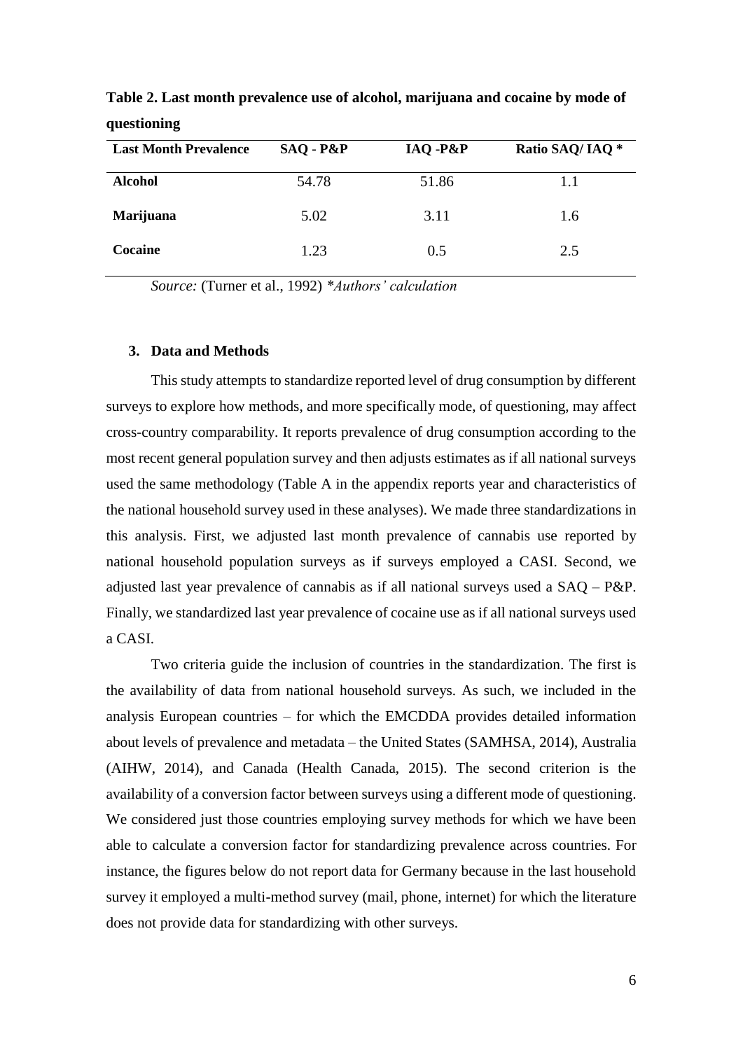**Table 2. Last month prevalence use of alcohol, marijuana and cocaine by mode of questioning**

| Last Month Prevalence | SAQ - P&P | IAQ -P&P | Ratio SAQ/ IAQ * |
|---|---|---|---|
| **Alcohol** | 54.78 | 51.86 | 1.1 |
| **Marijuana** | 5.02 | 3.11 | 1.6 |
| **Cocaine** | 1.23 | 0.5 | 2.5 |

*Source:* (Turner et al., 1992) *\*Authors' calculation*

### 3. Data and Methods

This study attempts to standardize reported level of drug consumption by different surveys to explore how methods, and more specifically mode, of questioning, may affect cross-country comparability. It reports prevalence of drug consumption according to the most recent general population survey and then adjusts estimates as if all national surveys used the same methodology (Table A in the appendix reports year and characteristics of the national household survey used in these analyses). We made three standardizations in this analysis. First, we adjusted last month prevalence of cannabis use reported by national household population surveys as if surveys employed a CASI. Second, we adjusted last year prevalence of cannabis as if all national surveys used a SAQ – P&P. Finally, we standardized last year prevalence of cocaine use as if all national surveys used a CASI.

Two criteria guide the inclusion of countries in the standardization. The first is the availability of data from national household surveys. As such, we included in the analysis European countries – for which the EMCDDA provides detailed information about levels of prevalence and metadata – the United States (SAMHSA, 2014), Australia (AIHW, 2014), and Canada (Health Canada, 2015). The second criterion is the availability of a conversion factor between surveys using a different mode of questioning. We considered just those countries employing survey methods for which we have been able to calculate a conversion factor for standardizing prevalence across countries. For instance, the figures below do not report data for Germany because in the last household survey it employed a multi-method survey (mail, phone, internet) for which the literature does not provide data for standardizing with other surveys.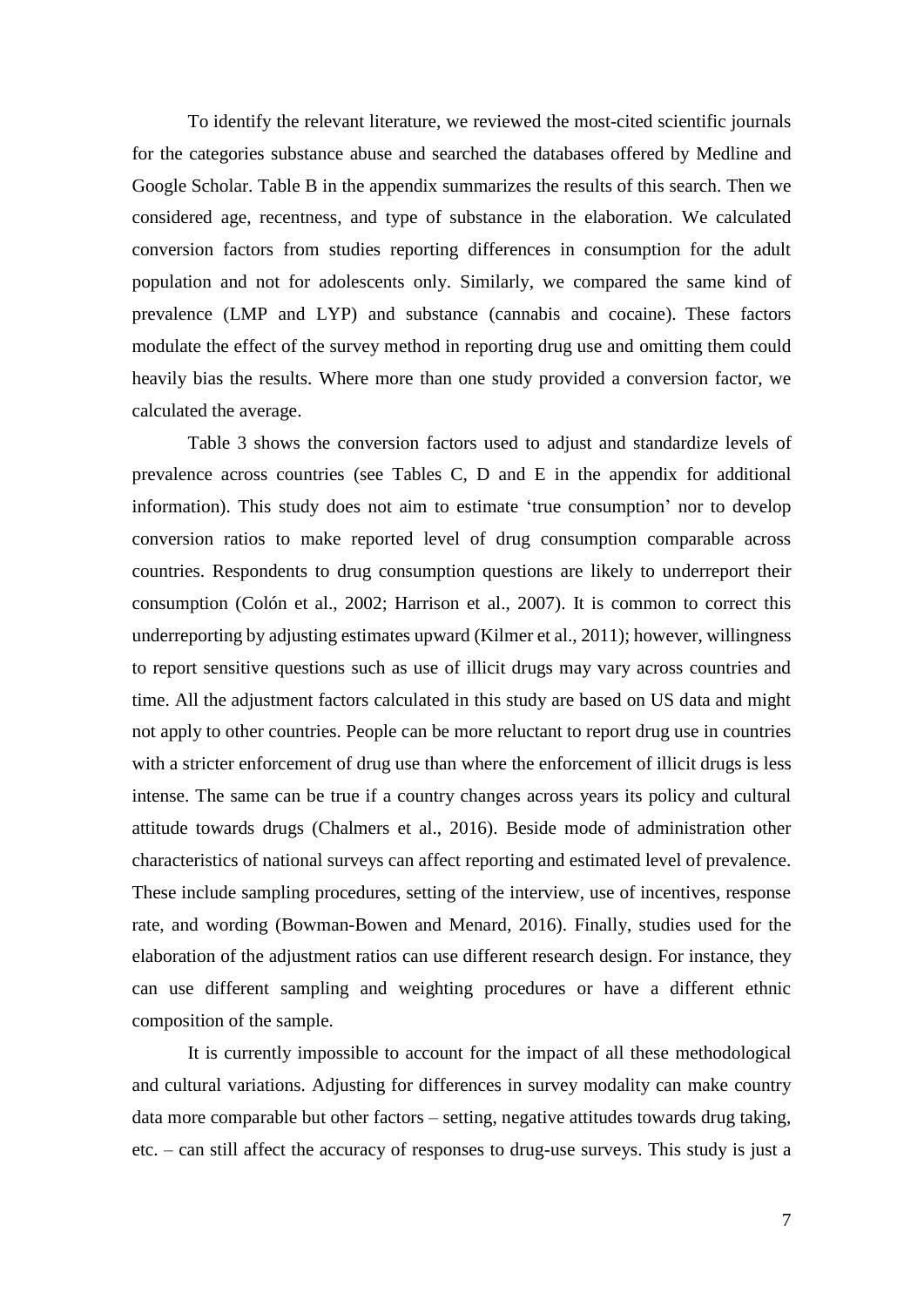To identify the relevant literature, we reviewed the most-cited scientific journals for the categories substance abuse and searched the databases offered by Medline and Google Scholar. Table B in the appendix summarizes the results of this search. Then we considered age, recentness, and type of substance in the elaboration. We calculated conversion factors from studies reporting differences in consumption for the adult population and not for adolescents only. Similarly, we compared the same kind of prevalence (LMP and LYP) and substance (cannabis and cocaine). These factors modulate the effect of the survey method in reporting drug use and omitting them could heavily bias the results. Where more than one study provided a conversion factor, we calculated the average.

Table 3 shows the conversion factors used to adjust and standardize levels of prevalence across countries (see Tables C, D and E in the appendix for additional information). This study does not aim to estimate 'true consumption' nor to develop conversion ratios to make reported level of drug consumption comparable across countries. Respondents to drug consumption questions are likely to underreport their consumption (Colón et al., 2002; Harrison et al., 2007). It is common to correct this underreporting by adjusting estimates upward (Kilmer et al., 2011); however, willingness to report sensitive questions such as use of illicit drugs may vary across countries and time. All the adjustment factors calculated in this study are based on US data and might not apply to other countries. People can be more reluctant to report drug use in countries with a stricter enforcement of drug use than where the enforcement of illicit drugs is less intense. The same can be true if a country changes across years its policy and cultural attitude towards drugs (Chalmers et al., 2016). Beside mode of administration other characteristics of national surveys can affect reporting and estimated level of prevalence. These include sampling procedures, setting of the interview, use of incentives, response rate, and wording (Bowman-Bowen and Menard, 2016). Finally, studies used for the elaboration of the adjustment ratios can use different research design. For instance, they can use different sampling and weighting procedures or have a different ethnic composition of the sample.

It is currently impossible to account for the impact of all these methodological and cultural variations. Adjusting for differences in survey modality can make country data more comparable but other factors – setting, negative attitudes towards drug taking, etc. – can still affect the accuracy of responses to drug-use surveys. This study is just a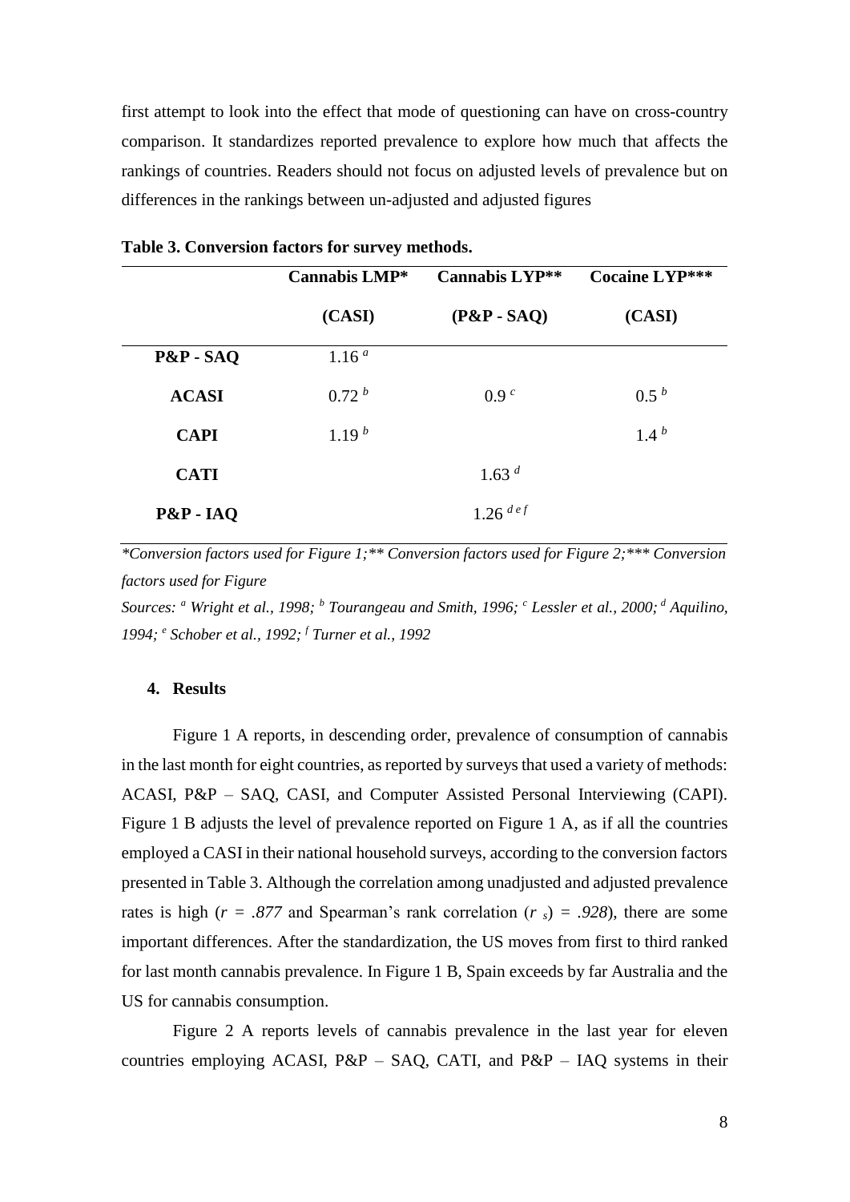first attempt to look into the effect that mode of questioning can have on cross-country comparison. It standardizes reported prevalence to explore how much that affects the rankings of countries. Readers should not focus on adjusted levels of prevalence but on differences in the rankings between un-adjusted and adjusted figures

**Table 3. Conversion factors for survey methods.**

| | Cannabis LMP* (CASI) | Cannabis LYP** (P&P - SAQ) | Cocaine LYP*** (CASI) |
|---|---|---|---|
| **P&P - SAQ** | 1.16 [a] | | |
| **ACASI** | 0.72 [b] | 0.9 [c] | 0.5 [b] |
| **CAPI** | 1.19 [b] | | 1.4 [b] |
| **CATI** | | 1.63 [d] | |
| **P&P - IAQ** | | 1.26 [d e f] | |

*\*Conversion factors used for Figure 1;\*\* Conversion factors used for Figure 2;\*\*\* Conversion factors used for Figure*

*Sources: [a] Wright et al., 1998; [b] Tourangeau and Smith, 1996; [c] Lessler et al., 2000; [d] Aquilino, 1994; [e] Schober et al., 1992; [f] Turner et al., 1992*

## 4. Results

Figure 1 A reports, in descending order, prevalence of consumption of cannabis in the last month for eight countries, as reported by surveys that used a variety of methods: ACASI, P&P – SAQ, CASI, and Computer Assisted Personal Interviewing (CAPI). Figure 1 B adjusts the level of prevalence reported on Figure 1 A, as if all the countries employed a CASI in their national household surveys, according to the conversion factors presented in Table 3. Although the correlation among unadjusted and adjusted prevalence rates is high ($r = .877$ and Spearman's rank correlation ($r_s$) $= .928$), there are some important differences. After the standardization, the US moves from first to third ranked for last month cannabis prevalence. In Figure 1 B, Spain exceeds by far Australia and the US for cannabis consumption.

Figure 2 A reports levels of cannabis prevalence in the last year for eleven countries employing ACASI, P&P – SAQ, CATI, and P&P – IAQ systems in their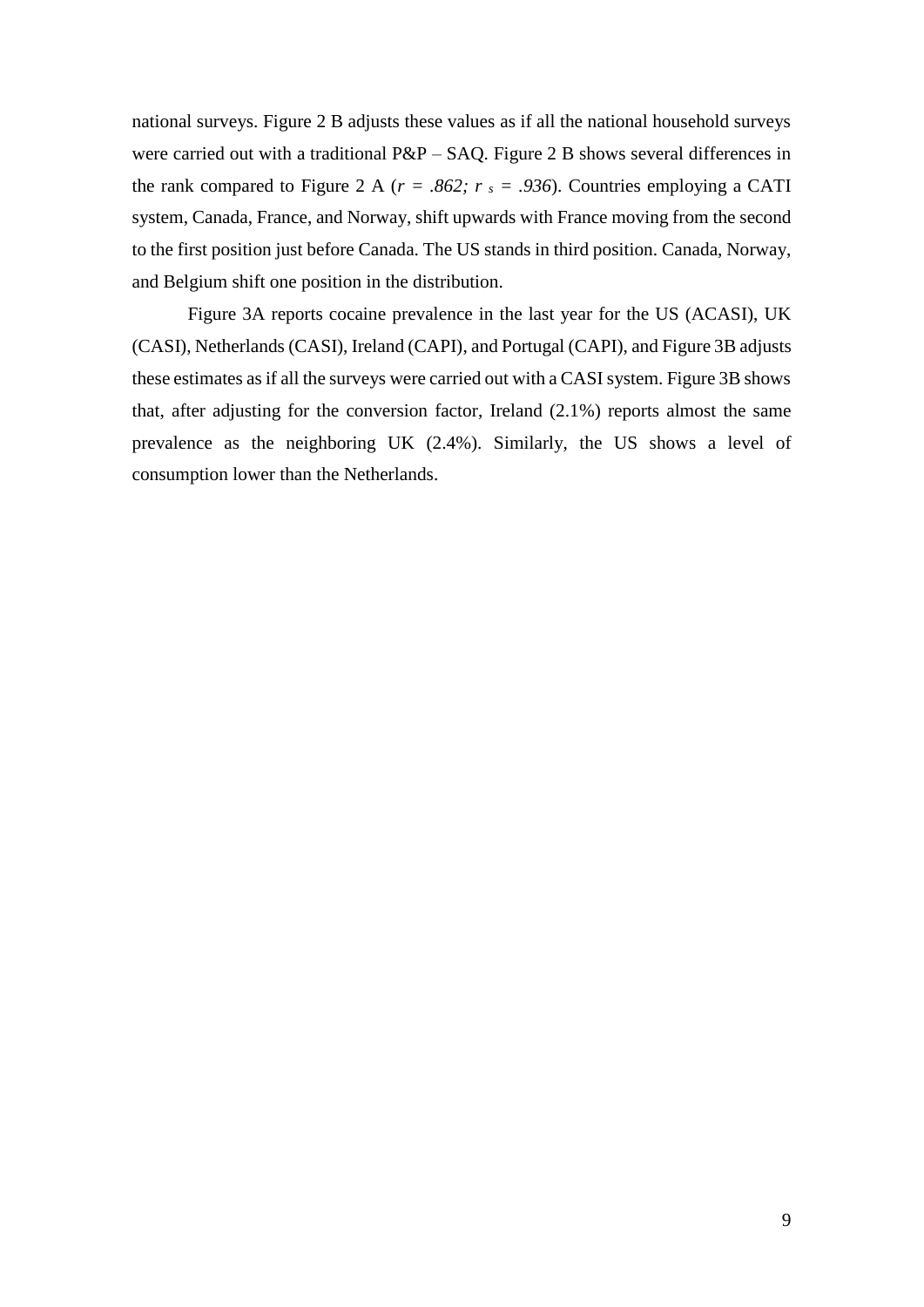national surveys. Figure 2 B adjusts these values as if all the national household surveys were carried out with a traditional P&P – SAQ. Figure 2 B shows several differences in the rank compared to Figure 2 A ($r$ = *.862;* $r_s$ = *.936*). Countries employing a CATI system, Canada, France, and Norway, shift upwards with France moving from the second to the first position just before Canada. The US stands in third position. Canada, Norway, and Belgium shift one position in the distribution.

Figure 3A reports cocaine prevalence in the last year for the US (ACASI), UK (CASI), Netherlands (CASI), Ireland (CAPI), and Portugal (CAPI), and Figure 3B adjusts these estimates as if all the surveys were carried out with a CASI system. Figure 3B shows that, after adjusting for the conversion factor, Ireland (2.1%) reports almost the same prevalence as the neighboring UK (2.4%). Similarly, the US shows a level of consumption lower than the Netherlands.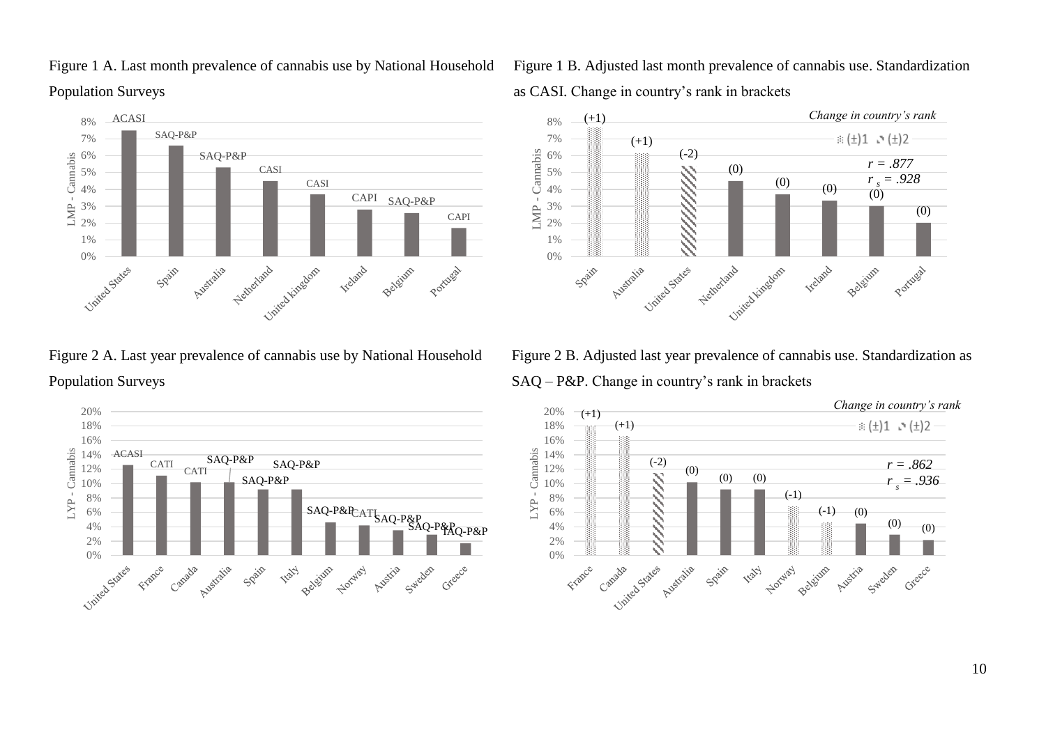Figure 1 A. Last month prevalence of cannabis use by National Household Population Surveys

Figure 1 B. Adjusted last month prevalence of cannabis use. Standardization as CASI. Change in country's rank in brackets

Figure 2 A. Last year prevalence of cannabis use by National Household Population Surveys

Figure 2 B. Adjusted last year prevalence of cannabis use. Standardization as SAQ – P&P. Change in country's rank in brackets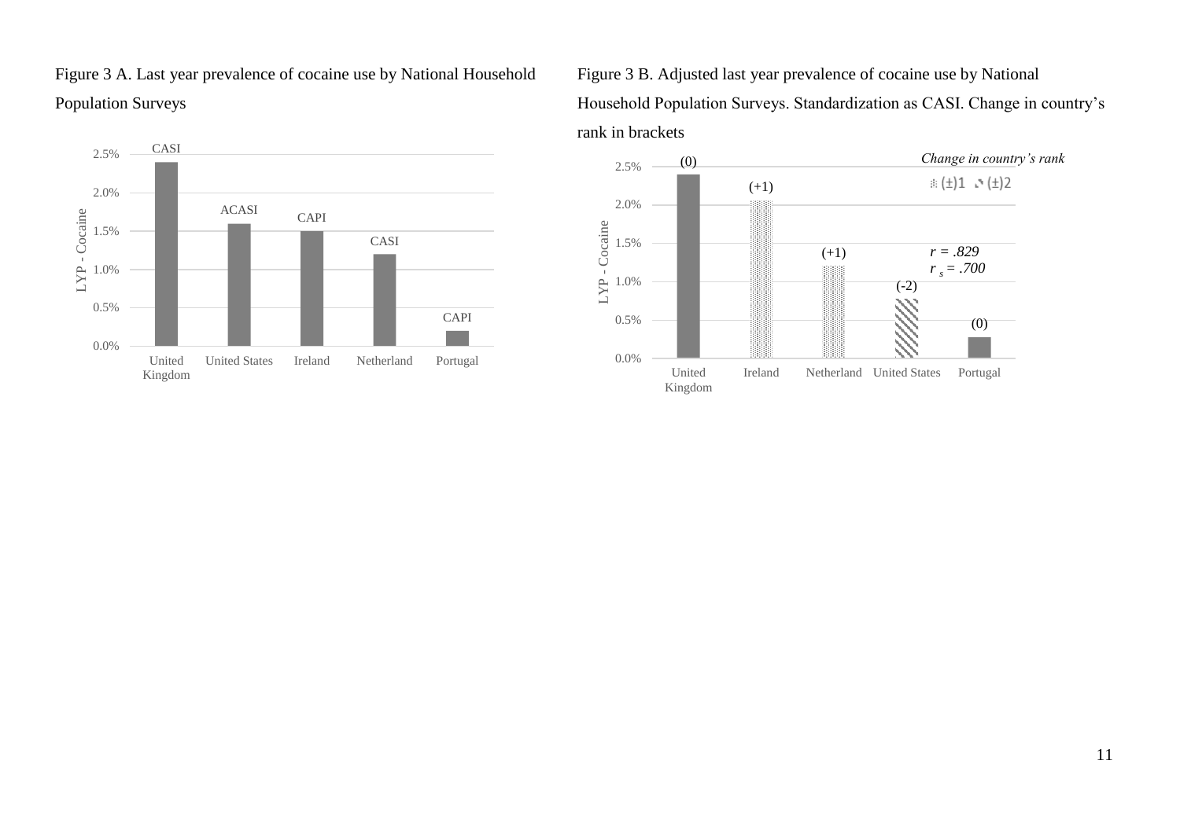Figure 3 A. Last year prevalence of cocaine use by National Household Population Surveys

Figure 3 B. Adjusted last year prevalence of cocaine use by National Household Population Surveys. Standardization as CASI. Change in country's rank in brackets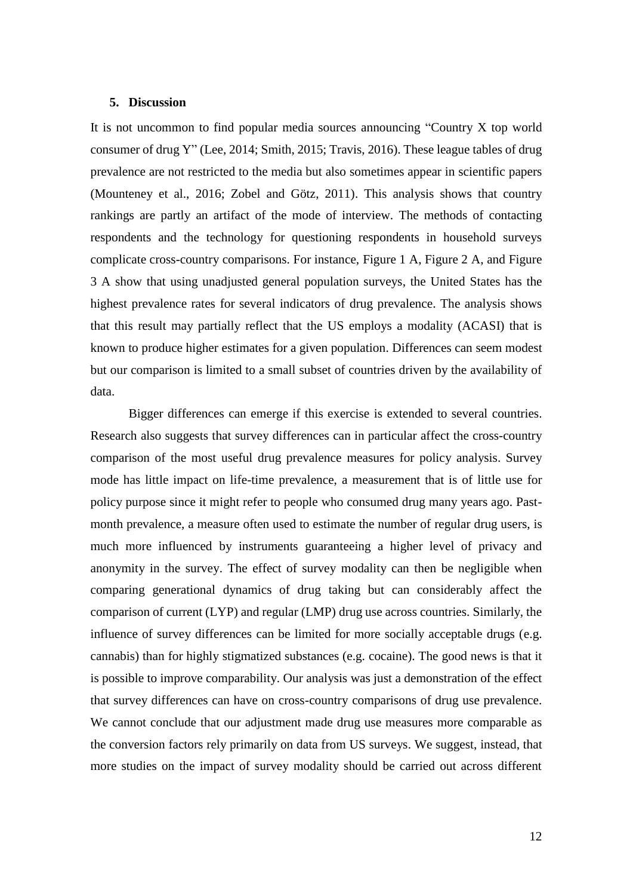## 5. Discussion

It is not uncommon to find popular media sources announcing "Country X top world consumer of drug Y" (Lee, 2014; Smith, 2015; Travis, 2016). These league tables of drug prevalence are not restricted to the media but also sometimes appear in scientific papers (Mounteney et al., 2016; Zobel and Götz, 2011). This analysis shows that country rankings are partly an artifact of the mode of interview. The methods of contacting respondents and the technology for questioning respondents in household surveys complicate cross-country comparisons. For instance, Figure 1 A, Figure 2 A, and Figure 3 A show that using unadjusted general population surveys, the United States has the highest prevalence rates for several indicators of drug prevalence. The analysis shows that this result may partially reflect that the US employs a modality (ACASI) that is known to produce higher estimates for a given population. Differences can seem modest but our comparison is limited to a small subset of countries driven by the availability of data.

Bigger differences can emerge if this exercise is extended to several countries. Research also suggests that survey differences can in particular affect the cross-country comparison of the most useful drug prevalence measures for policy analysis. Survey mode has little impact on life-time prevalence, a measurement that is of little use for policy purpose since it might refer to people who consumed drug many years ago. Past-month prevalence, a measure often used to estimate the number of regular drug users, is much more influenced by instruments guaranteeing a higher level of privacy and anonymity in the survey. The effect of survey modality can then be negligible when comparing generational dynamics of drug taking but can considerably affect the comparison of current (LYP) and regular (LMP) drug use across countries. Similarly, the influence of survey differences can be limited for more socially acceptable drugs (e.g. cannabis) than for highly stigmatized substances (e.g. cocaine). The good news is that it is possible to improve comparability. Our analysis was just a demonstration of the effect that survey differences can have on cross-country comparisons of drug use prevalence. We cannot conclude that our adjustment made drug use measures more comparable as the conversion factors rely primarily on data from US surveys. We suggest, instead, that more studies on the impact of survey modality should be carried out across different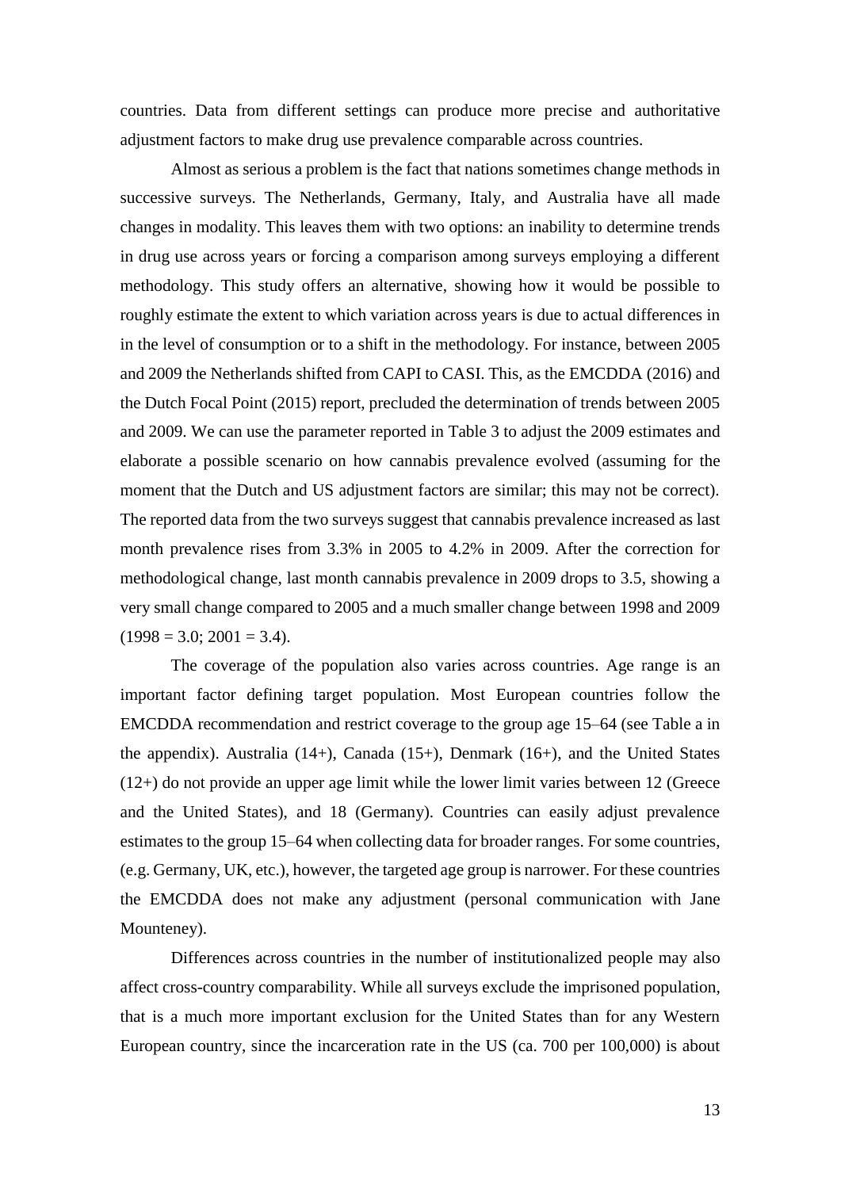countries. Data from different settings can produce more precise and authoritative adjustment factors to make drug use prevalence comparable across countries.

Almost as serious a problem is the fact that nations sometimes change methods in successive surveys. The Netherlands, Germany, Italy, and Australia have all made changes in modality. This leaves them with two options: an inability to determine trends in drug use across years or forcing a comparison among surveys employing a different methodology. This study offers an alternative, showing how it would be possible to roughly estimate the extent to which variation across years is due to actual differences in in the level of consumption or to a shift in the methodology. For instance, between 2005 and 2009 the Netherlands shifted from CAPI to CASI. This, as the EMCDDA (2016) and the Dutch Focal Point (2015) report, precluded the determination of trends between 2005 and 2009. We can use the parameter reported in Table 3 to adjust the 2009 estimates and elaborate a possible scenario on how cannabis prevalence evolved (assuming for the moment that the Dutch and US adjustment factors are similar; this may not be correct). The reported data from the two surveys suggest that cannabis prevalence increased as last month prevalence rises from 3.3% in 2005 to 4.2% in 2009. After the correction for methodological change, last month cannabis prevalence in 2009 drops to 3.5, showing a very small change compared to 2005 and a much smaller change between 1998 and 2009 (1998 = 3.0; 2001 = 3.4).

The coverage of the population also varies across countries. Age range is an important factor defining target population. Most European countries follow the EMCDDA recommendation and restrict coverage to the group age 15–64 (see Table a in the appendix). Australia (14+), Canada (15+), Denmark (16+), and the United States (12+) do not provide an upper age limit while the lower limit varies between 12 (Greece and the United States), and 18 (Germany). Countries can easily adjust prevalence estimates to the group 15–64 when collecting data for broader ranges. For some countries, (e.g. Germany, UK, etc.), however, the targeted age group is narrower. For these countries the EMCDDA does not make any adjustment (personal communication with Jane Mounteney).

Differences across countries in the number of institutionalized people may also affect cross-country comparability. While all surveys exclude the imprisoned population, that is a much more important exclusion for the United States than for any Western European country, since the incarceration rate in the US (ca. 700 per 100,000) is about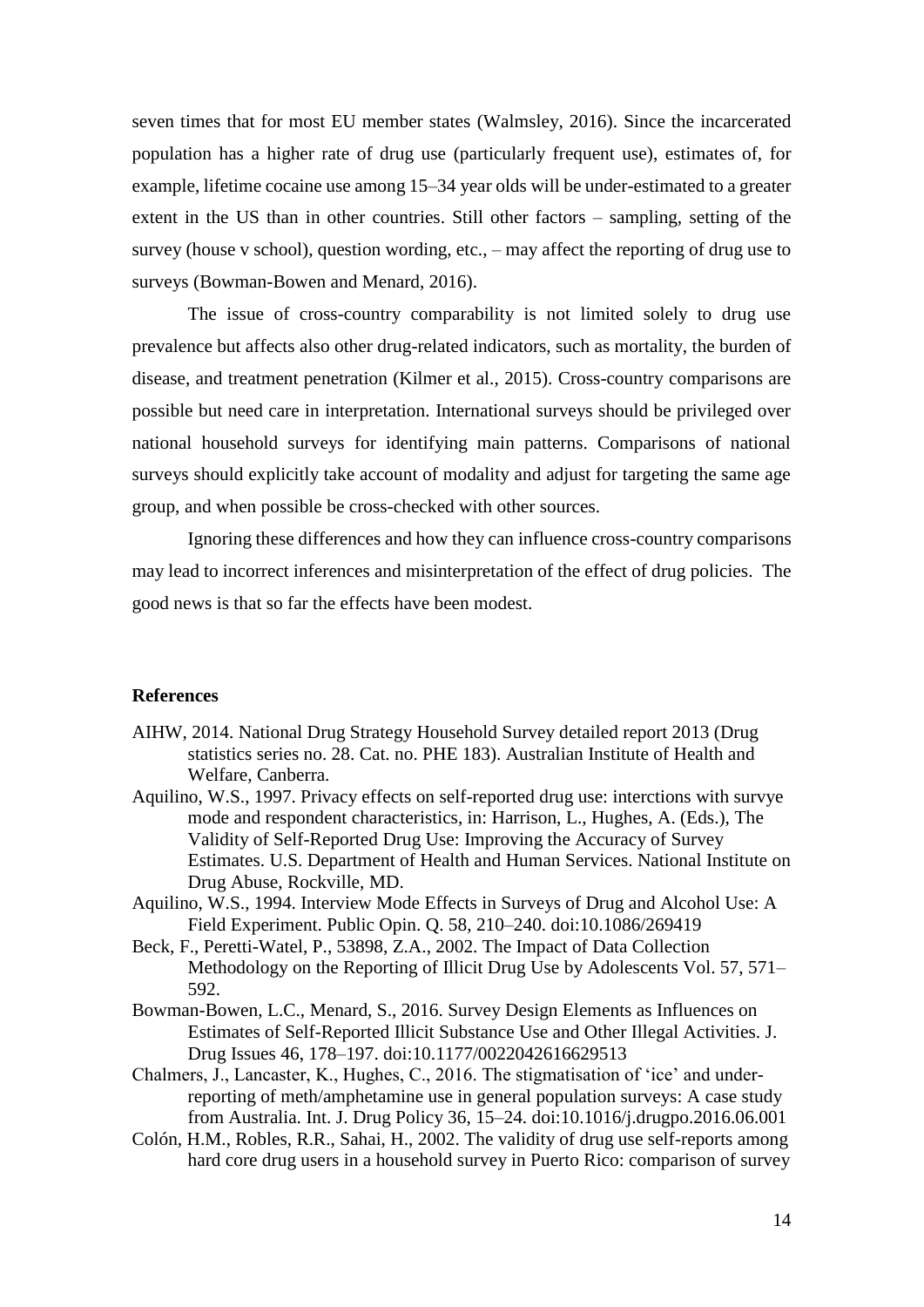seven times that for most EU member states (Walmsley, 2016). Since the incarcerated population has a higher rate of drug use (particularly frequent use), estimates of, for example, lifetime cocaine use among 15–34 year olds will be under-estimated to a greater extent in the US than in other countries. Still other factors – sampling, setting of the survey (house v school), question wording, etc., – may affect the reporting of drug use to surveys (Bowman-Bowen and Menard, 2016).

The issue of cross-country comparability is not limited solely to drug use prevalence but affects also other drug-related indicators, such as mortality, the burden of disease, and treatment penetration (Kilmer et al., 2015). Cross-country comparisons are possible but need care in interpretation. International surveys should be privileged over national household surveys for identifying main patterns. Comparisons of national surveys should explicitly take account of modality and adjust for targeting the same age group, and when possible be cross-checked with other sources.

Ignoring these differences and how they can influence cross-country comparisons may lead to incorrect inferences and misinterpretation of the effect of drug policies. The good news is that so far the effects have been modest.

## References

AIHW, 2014. National Drug Strategy Household Survey detailed report 2013 (Drug statistics series no. 28. Cat. no. PHE 183). Australian Institute of Health and Welfare, Canberra.

Aquilino, W.S., 1997. Privacy effects on self-reported drug use: interctions with survye mode and respondent characteristics, in: Harrison, L., Hughes, A. (Eds.), The Validity of Self-Reported Drug Use: Improving the Accuracy of Survey Estimates. U.S. Department of Health and Human Services. National Institute on Drug Abuse, Rockville, MD.

Aquilino, W.S., 1994. Interview Mode Effects in Surveys of Drug and Alcohol Use: A Field Experiment. Public Opin. Q. 58, 210–240. doi:10.1086/269419

Beck, F., Peretti-Watel, P., 53898, Z.A., 2002. The Impact of Data Collection Methodology on the Reporting of Illicit Drug Use by Adolescents Vol. 57, 571–592.

Bowman-Bowen, L.C., Menard, S., 2016. Survey Design Elements as Influences on Estimates of Self-Reported Illicit Substance Use and Other Illegal Activities. J. Drug Issues 46, 178–197. doi:10.1177/0022042616629513

Chalmers, J., Lancaster, K., Hughes, C., 2016. The stigmatisation of 'ice' and under-reporting of meth/amphetamine use in general population surveys: A case study from Australia. Int. J. Drug Policy 36, 15–24. doi:10.1016/j.drugpo.2016.06.001

Colón, H.M., Robles, R.R., Sahai, H., 2002. The validity of drug use self-reports among hard core drug users in a household survey in Puerto Rico: comparison of survey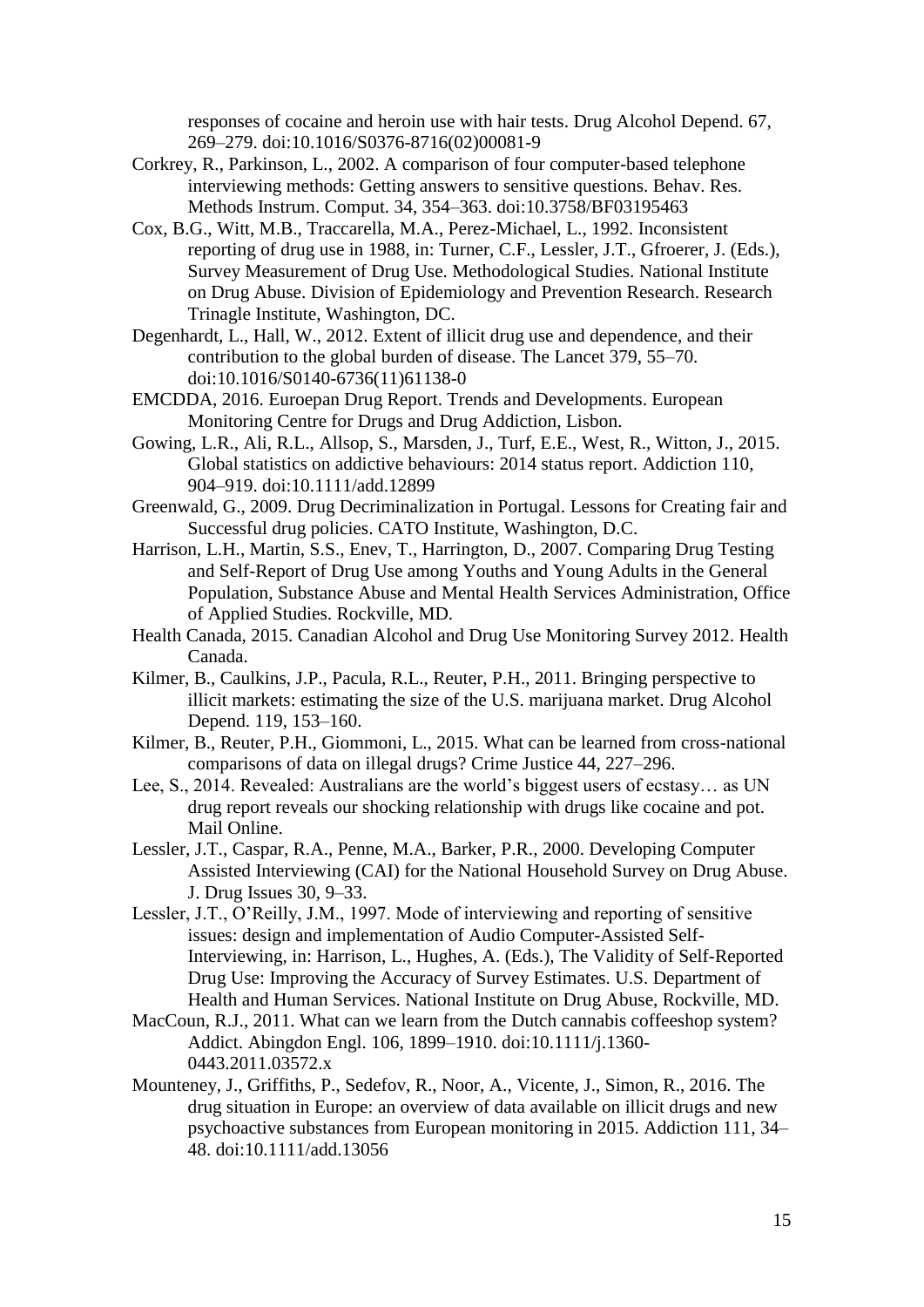responses of cocaine and heroin use with hair tests. Drug Alcohol Depend. 67, 269–279. doi:10.1016/S0376-8716(02)00081-9

Corkrey, R., Parkinson, L., 2002. A comparison of four computer-based telephone interviewing methods: Getting answers to sensitive questions. Behav. Res. Methods Instrum. Comput. 34, 354–363. doi:10.3758/BF03195463

Cox, B.G., Witt, M.B., Traccarella, M.A., Perez-Michael, L., 1992. Inconsistent reporting of drug use in 1988, in: Turner, C.F., Lessler, J.T., Gfroerer, J. (Eds.), Survey Measurement of Drug Use. Methodological Studies. National Institute on Drug Abuse. Division of Epidemiology and Prevention Research. Research Trinagle Institute, Washington, DC.

Degenhardt, L., Hall, W., 2012. Extent of illicit drug use and dependence, and their contribution to the global burden of disease. The Lancet 379, 55–70. doi:10.1016/S0140-6736(11)61138-0

EMCDDA, 2016. Euroepan Drug Report. Trends and Developments. European Monitoring Centre for Drugs and Drug Addiction, Lisbon.

Gowing, L.R., Ali, R.L., Allsop, S., Marsden, J., Turf, E.E., West, R., Witton, J., 2015. Global statistics on addictive behaviours: 2014 status report. Addiction 110, 904–919. doi:10.1111/add.12899

Greenwald, G., 2009. Drug Decriminalization in Portugal. Lessons for Creating fair and Successful drug policies. CATO Institute, Washington, D.C.

Harrison, L.H., Martin, S.S., Enev, T., Harrington, D., 2007. Comparing Drug Testing and Self-Report of Drug Use among Youths and Young Adults in the General Population, Substance Abuse and Mental Health Services Administration, Office of Applied Studies. Rockville, MD.

Health Canada, 2015. Canadian Alcohol and Drug Use Monitoring Survey 2012. Health Canada.

Kilmer, B., Caulkins, J.P., Pacula, R.L., Reuter, P.H., 2011. Bringing perspective to illicit markets: estimating the size of the U.S. marijuana market. Drug Alcohol Depend. 119, 153–160.

Kilmer, B., Reuter, P.H., Giommoni, L., 2015. What can be learned from cross-national comparisons of data on illegal drugs? Crime Justice 44, 227–296.

Lee, S., 2014. Revealed: Australians are the world's biggest users of ecstasy… as UN drug report reveals our shocking relationship with drugs like cocaine and pot. Mail Online.

Lessler, J.T., Caspar, R.A., Penne, M.A., Barker, P.R., 2000. Developing Computer Assisted Interviewing (CAI) for the National Household Survey on Drug Abuse. J. Drug Issues 30, 9–33.

Lessler, J.T., O'Reilly, J.M., 1997. Mode of interviewing and reporting of sensitive issues: design and implementation of Audio Computer-Assisted Self-Interviewing, in: Harrison, L., Hughes, A. (Eds.), The Validity of Self-Reported Drug Use: Improving the Accuracy of Survey Estimates. U.S. Department of Health and Human Services. National Institute on Drug Abuse, Rockville, MD.

MacCoun, R.J., 2011. What can we learn from the Dutch cannabis coffeeshop system? Addict. Abingdon Engl. 106, 1899–1910. doi:10.1111/j.1360-0443.2011.03572.x

Mounteney, J., Griffiths, P., Sedefov, R., Noor, A., Vicente, J., Simon, R., 2016. The drug situation in Europe: an overview of data available on illicit drugs and new psychoactive substances from European monitoring in 2015. Addiction 111, 34–48. doi:10.1111/add.13056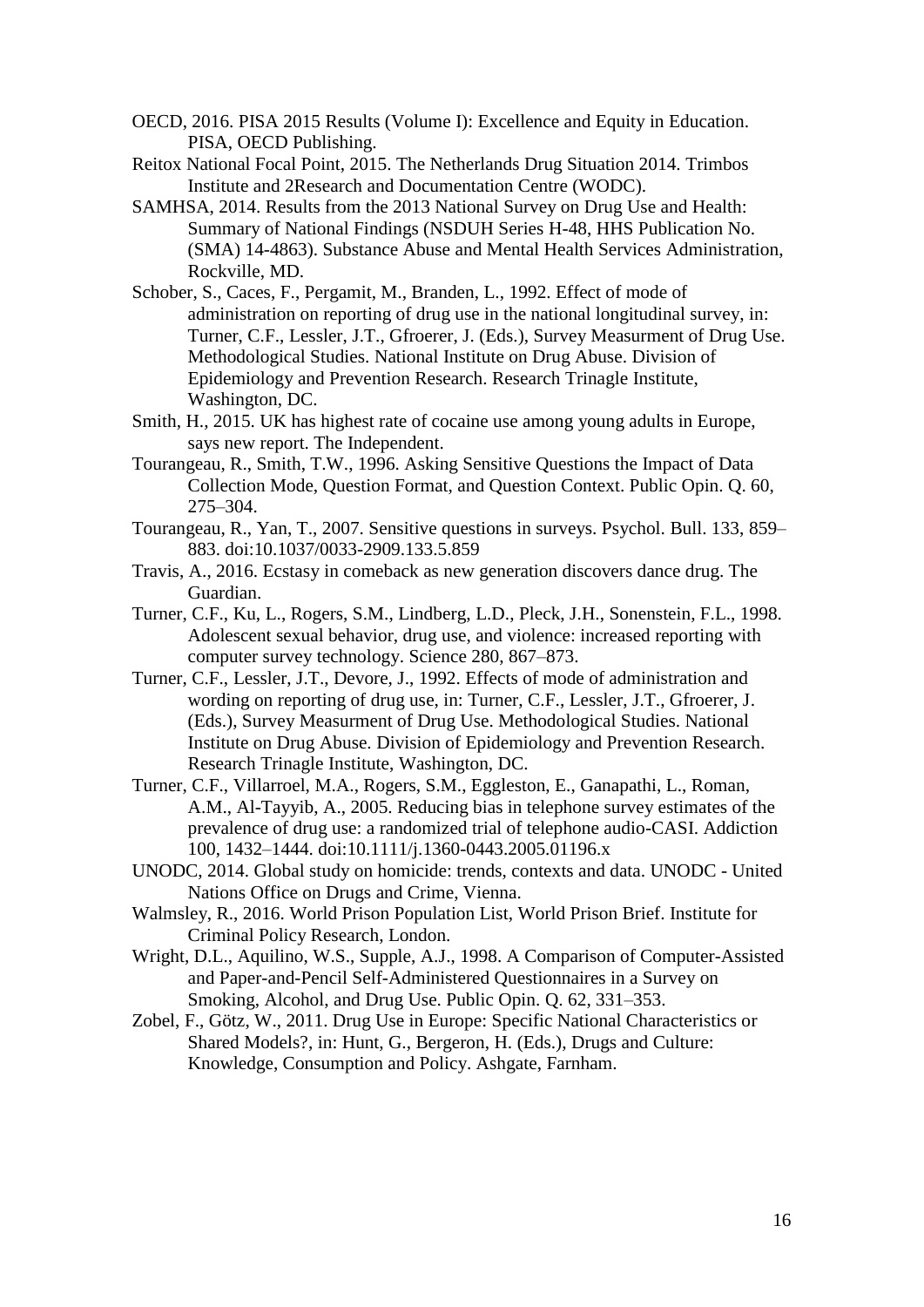OECD, 2016. PISA 2015 Results (Volume I): Excellence and Equity in Education. PISA, OECD Publishing.

Reitox National Focal Point, 2015. The Netherlands Drug Situation 2014. Trimbos Institute and 2Research and Documentation Centre (WODC).

SAMHSA, 2014. Results from the 2013 National Survey on Drug Use and Health: Summary of National Findings (NSDUH Series H-48, HHS Publication No. (SMA) 14-4863). Substance Abuse and Mental Health Services Administration, Rockville, MD.

Schober, S., Caces, F., Pergamit, M., Branden, L., 1992. Effect of mode of administration on reporting of drug use in the national longitudinal survey, in: Turner, C.F., Lessler, J.T., Gfroerer, J. (Eds.), Survey Measurment of Drug Use. Methodological Studies. National Institute on Drug Abuse. Division of Epidemiology and Prevention Research. Research Trinagle Institute, Washington, DC.

Smith, H., 2015. UK has highest rate of cocaine use among young adults in Europe, says new report. The Independent.

Tourangeau, R., Smith, T.W., 1996. Asking Sensitive Questions the Impact of Data Collection Mode, Question Format, and Question Context. Public Opin. Q. 60, 275–304.

Tourangeau, R., Yan, T., 2007. Sensitive questions in surveys. Psychol. Bull. 133, 859–883. doi:10.1037/0033-2909.133.5.859

Travis, A., 2016. Ecstasy in comeback as new generation discovers dance drug. The Guardian.

Turner, C.F., Ku, L., Rogers, S.M., Lindberg, L.D., Pleck, J.H., Sonenstein, F.L., 1998. Adolescent sexual behavior, drug use, and violence: increased reporting with computer survey technology. Science 280, 867–873.

Turner, C.F., Lessler, J.T., Devore, J., 1992. Effects of mode of administration and wording on reporting of drug use, in: Turner, C.F., Lessler, J.T., Gfroerer, J. (Eds.), Survey Measurment of Drug Use. Methodological Studies. National Institute on Drug Abuse. Division of Epidemiology and Prevention Research. Research Trinagle Institute, Washington, DC.

Turner, C.F., Villarroel, M.A., Rogers, S.M., Eggleston, E., Ganapathi, L., Roman, A.M., Al-Tayyib, A., 2005. Reducing bias in telephone survey estimates of the prevalence of drug use: a randomized trial of telephone audio-CASI. Addiction 100, 1432–1444. doi:10.1111/j.1360-0443.2005.01196.x

UNODC, 2014. Global study on homicide: trends, contexts and data. UNODC - United Nations Office on Drugs and Crime, Vienna.

Walmsley, R., 2016. World Prison Population List, World Prison Brief. Institute for Criminal Policy Research, London.

Wright, D.L., Aquilino, W.S., Supple, A.J., 1998. A Comparison of Computer-Assisted and Paper-and-Pencil Self-Administered Questionnaires in a Survey on Smoking, Alcohol, and Drug Use. Public Opin. Q. 62, 331–353.

Zobel, F., Götz, W., 2011. Drug Use in Europe: Specific National Characteristics or Shared Models?, in: Hunt, G., Bergeron, H. (Eds.), Drugs and Culture: Knowledge, Consumption and Policy. Ashgate, Farnham.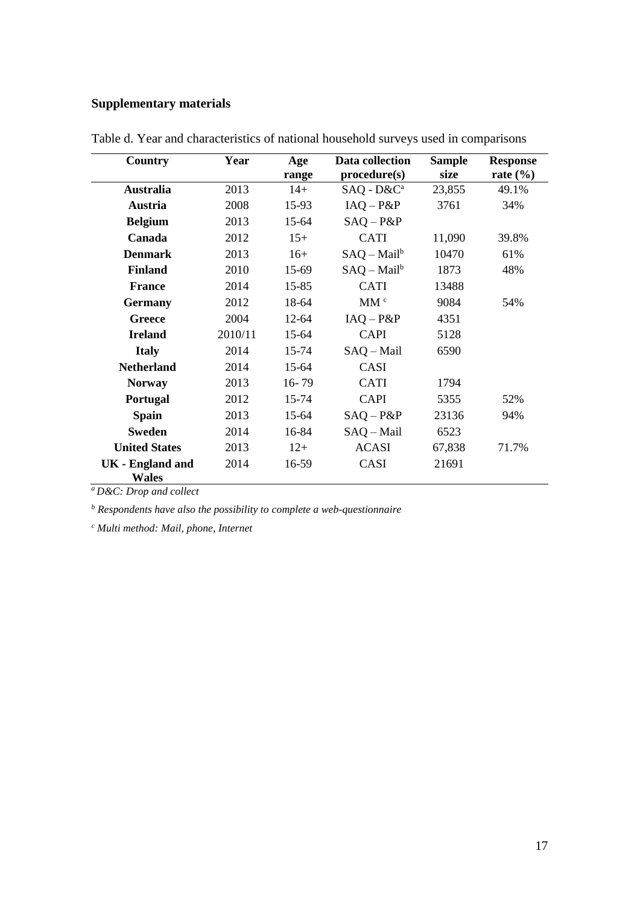## Supplementary materials

Table d. Year and characteristics of national household surveys used in comparisons

| Country | Year | Age range | Data collection procedure(s) | Sample size | Response rate (%) |
|---|---|---|---|---|---|
| **Australia** | 2013 | 14+ | SAQ - D&C[a] | 23,855 | 49.1% |
| **Austria** | 2008 | 15-93 | IAQ – P&P | 3761 | 34% |
| **Belgium** | 2013 | 15-64 | SAQ – P&P | | |
| **Canada** | 2012 | 15+ | CATI | 11,090 | 39.8% |
| **Denmark** | 2013 | 16+ | SAQ – Mail[b] | 10470 | 61% |
| **Finland** | 2010 | 15-69 | SAQ – Mail[b] | 1873 | 48% |
| **France** | 2014 | 15-85 | CATI | 13488 | |
| **Germany** | 2012 | 18-64 | MM [c] | 9084 | 54% |
| **Greece** | 2004 | 12-64 | IAQ – P&P | 4351 | |
| **Ireland** | 2010/11 | 15-64 | CAPI | 5128 | |
| **Italy** | 2014 | 15-74 | SAQ – Mail | 6590 | |
| **Netherland** | 2014 | 15-64 | CASI | | |
| **Norway** | 2013 | 16- 79 | CATI | 1794 | |
| **Portugal** | 2012 | 15-74 | CAPI | 5355 | 52% |
| **Spain** | 2013 | 15-64 | SAQ – P&P | 23136 | 94% |
| **Sweden** | 2014 | 16-84 | SAQ – Mail | 6523 | |
| **United States** | 2013 | 12+ | ACASI | 67,838 | 71.7% |
| **UK - England and Wales** | 2014 | 16-59 | CASI | 21691 | |

*[a] D&C: Drop and collect*

*[b] Respondents have also the possibility to complete a web-questionnaire*

*[c] Multi method: Mail, phone, Internet*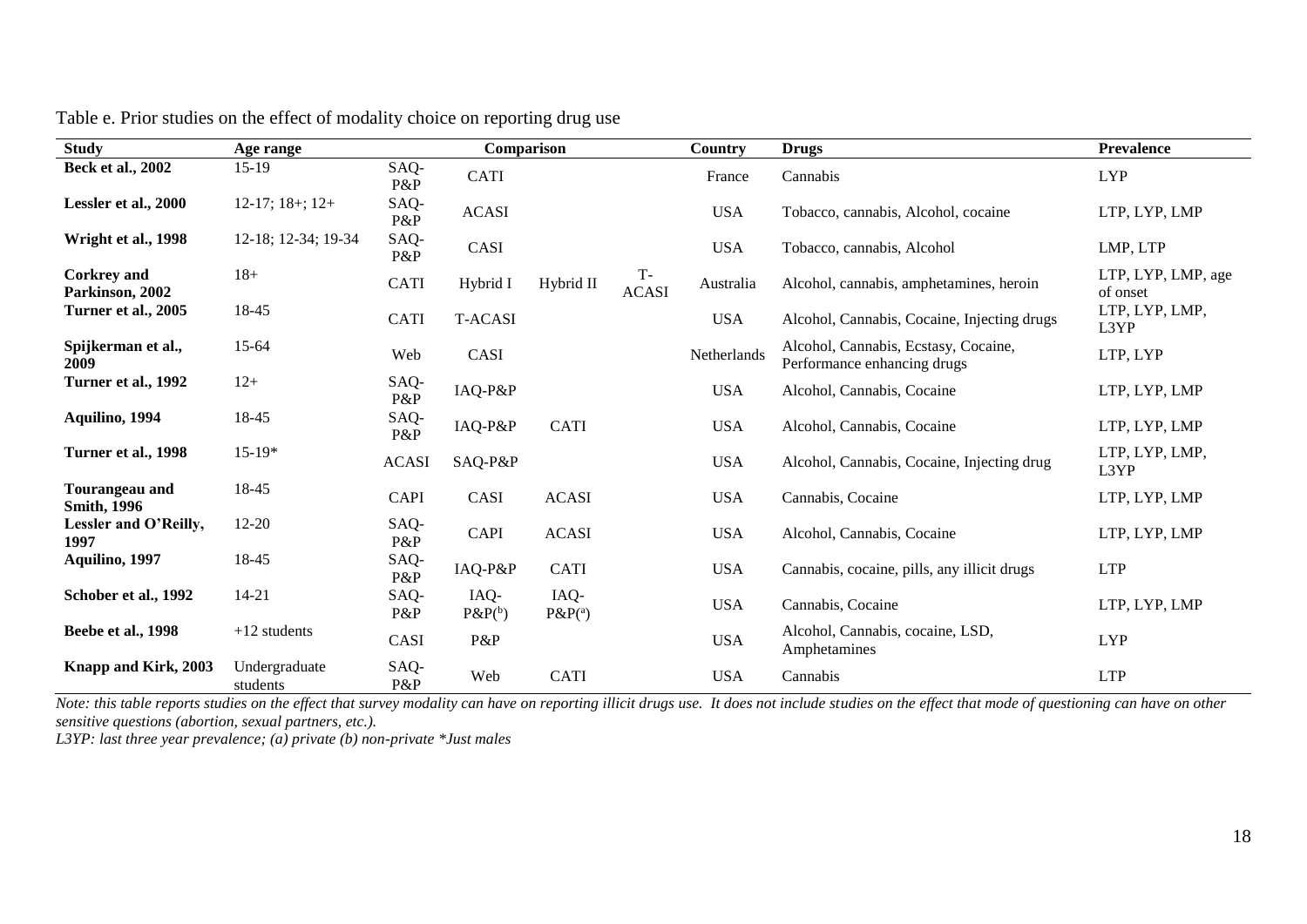Table e. Prior studies on the effect of modality choice on reporting drug use

| Study | Age range | Comparison | | | | Country | Drugs | Prevalence |
|---|---|---|---|---|---|---|---|---|
| **Beck et al., 2002** | 15-19 | SAQ-P&P | CATI | | | France | Cannabis | LYP |
| **Lessler et al., 2000** | 12-17; 18+; 12+ | SAQ-P&P | ACASI | | | USA | Tobacco, cannabis, Alcohol, cocaine | LTP, LYP, LMP |
| **Wright et al., 1998** | 12-18; 12-34; 19-34 | SAQ-P&P | CASI | | | USA | Tobacco, cannabis, Alcohol | LMP, LTP |
| **Corkrey and Parkinson, 2002** | 18+ | CATI | Hybrid I | Hybrid II | T-ACASI | Australia | Alcohol, cannabis, amphetamines, heroin | LTP, LYP, LMP, age of onset |
| **Turner et al., 2005** | 18-45 | CATI | T-ACASI | | | USA | Alcohol, Cannabis, Cocaine, Injecting drugs | LTP, LYP, LMP, L3YP |
| **Spijkerman et al., 2009** | 15-64 | Web | CASI | | | Netherlands | Alcohol, Cannabis, Ecstasy, Cocaine, Performance enhancing drugs | LTP, LYP |
| **Turner et al., 1992** | 12+ | SAQ-P&P | IAQ-P&P | | | USA | Alcohol, Cannabis, Cocaine | LTP, LYP, LMP |
| **Aquilino, 1994** | 18-45 | SAQ-P&P | IAQ-P&P | CATI | | USA | Alcohol, Cannabis, Cocaine | LTP, LYP, LMP |
| **Turner et al., 1998** | 15-19* | ACASI | SAQ-P&P | | | USA | Alcohol, Cannabis, Cocaine, Injecting drug | LTP, LYP, LMP, L3YP |
| **Tourangeau and Smith, 1996** | 18-45 | CAPI | CASI | ACASI | | USA | Cannabis, Cocaine | LTP, LYP, LMP |
| **Lessler and O'Reilly, 1997** | 12-20 | SAQ-P&P | CAPI | ACASI | | USA | Alcohol, Cannabis, Cocaine | LTP, LYP, LMP |
| **Aquilino, 1997** | 18-45 | SAQ-P&P | IAQ-P&P | CATI | | USA | Cannabis, cocaine, pills, any illicit drugs | LTP |
| **Schober et al., 1992** | 14-21 | SAQ-P&P | IAQ-P&P(b) | IAQ-P&P(a) | | USA | Cannabis, Cocaine | LTP, LYP, LMP |
| **Beebe et al., 1998** | +12 students | CASI | P&P | | | USA | Alcohol, Cannabis, cocaine, LSD, Amphetamines | LYP |
| **Knapp and Kirk, 2003** | Undergraduate students | SAQ-P&P | Web | CATI | | USA | Cannabis | LTP |

*Note: this table reports studies on the effect that survey modality can have on reporting illicit drugs use. It does not include studies on the effect that mode of questioning can have on other sensitive questions (abortion, sexual partners, etc.).*

*L3YP: last three year prevalence; (a) private (b) non-private \*Just males*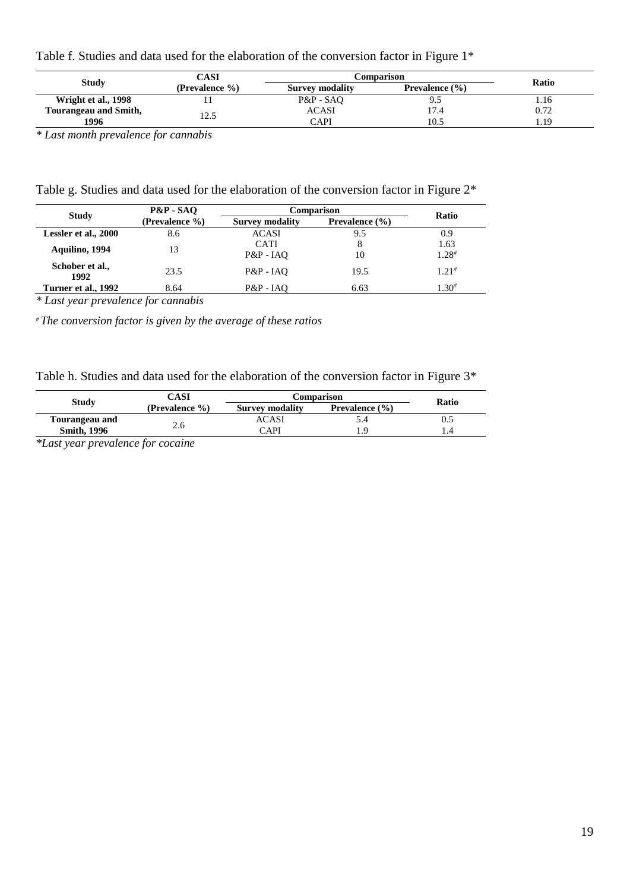Table f. Studies and data used for the elaboration of the conversion factor in Figure 1*

| Study | CASI (Prevalence %) | Comparison | | Ratio |
|---|---|---|---|---|
| | | Survey modality | Prevalence (%) | |
| **Wright et al., 1998** | 11 | P&P - SAQ | 9.5 | 1.16 |
| **Tourangeau and Smith, 1996** | 12.5 | ACASI | 17.4 | 0.72 |
| | | CAPI | 10.5 | 1.19 |

*\* Last month prevalence for cannabis*

Table g. Studies and data used for the elaboration of the conversion factor in Figure 2*

| Study | P&P - SAQ (Prevalence %) | Comparison | | Ratio |
|---|---|---|---|---|
| | | Survey modality | Prevalence (%) | |
| **Lessler et al., 2000** | 8.6 | ACASI | 9.5 | 0.9 |
| **Aquilino, 1994** | 13 | CATI | 8 | 1.63 |
| | | P&P - IAQ | 10 | 1.28# |
| **Schober et al., 1992** | 23.5 | P&P - IAQ | 19.5 | 1.21# |
| **Turner et al., 1992** | 8.64 | P&P - IAQ | 6.63 | 1.30# |

*\* Last year prevalence for cannabis*

*# The conversion factor is given by the average of these ratios*

Table h. Studies and data used for the elaboration of the conversion factor in Figure 3*

| Study | CASI (Prevalence %) | Comparison | | Ratio |
|---|---|---|---|---|
| | | Survey modality | Prevalence (%) | |
| **Tourangeau and Smith, 1996** | 2.6 | ACASI | 5.4 | 0.5 |
| | | CAPI | 1.9 | 1.4 |

*\*Last year prevalence for cocaine*